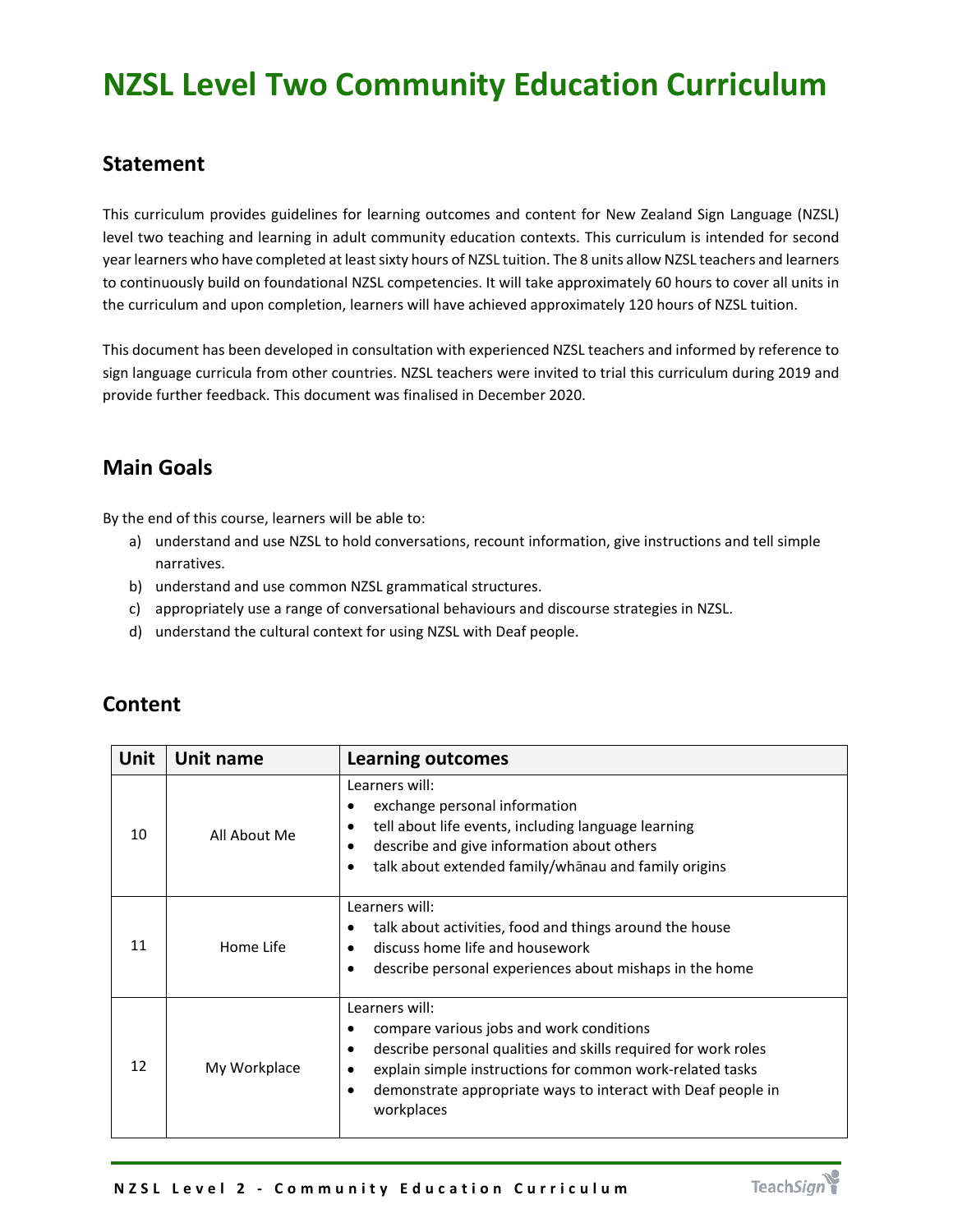# NZSL Level Two Community Education Curriculum

## Statement

This curriculum provides guidelines for learning outcomes and content for New Zealand Sign Language (NZSL) level two teaching and learning in adult community education contexts. This curriculum is intended for second year learners who have completed at least sixty hours of NZSL tuition. The 8 units allow NZSL teachers and learners to continuously build on foundational NZSL competencies. It will take approximately 60 hours to cover all units in the curriculum and upon completion, learners will have achieved approximately 120 hours of NZSL tuition.

This document has been developed in consultation with experienced NZSL teachers and informed by reference to sign language curricula from other countries. NZSL teachers were invited to trial this curriculum during 2019 and provide further feedback. This document was finalised in December 2020.

## Main Goals

By the end of this course, learners will be able to:

a) understand and use NZSL to hold conversations, recount information, give instructions and tell simple narratives.
b) understand and use common NZSL grammatical structures.
c) appropriately use a range of conversational behaviours and discourse strategies in NZSL.
d) understand the cultural context for using NZSL with Deaf people.

## Content

| Unit | Unit name | Learning outcomes |
|---|---|---|
| 10 | All About Me | Learners will:<br>• exchange personal information<br>• tell about life events, including language learning<br>• describe and give information about others<br>• talk about extended family/whānau and family origins |
| 11 | Home Life | Learners will:<br>• talk about activities, food and things around the house<br>• discuss home life and housework<br>• describe personal experiences about mishaps in the home |
| 12 | My Workplace | Learners will:<br>• compare various jobs and work conditions<br>• describe personal qualities and skills required for work roles<br>• explain simple instructions for common work-related tasks<br>• demonstrate appropriate ways to interact with Deaf people in workplaces |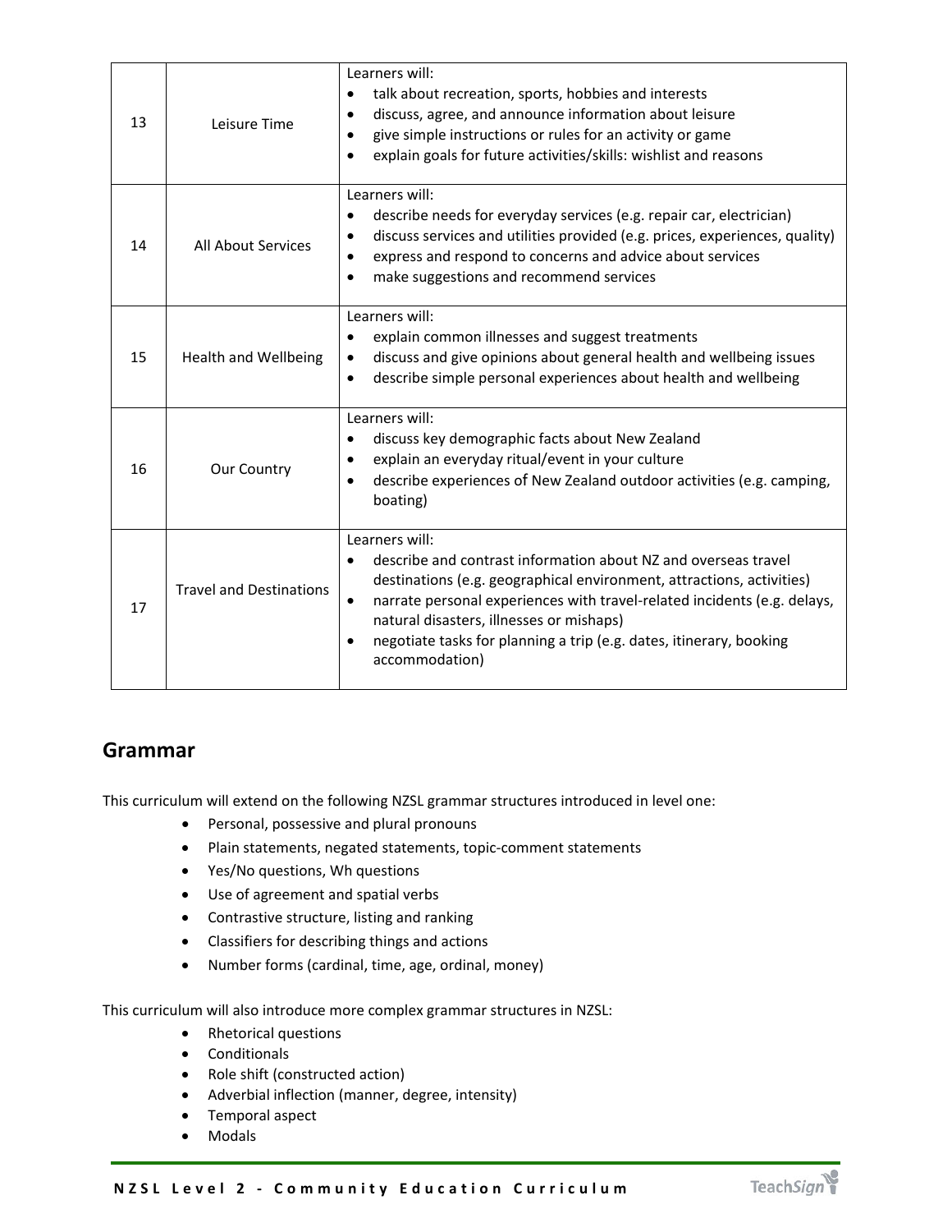| | | |
|---|---|---|
| 13 | Leisure Time | Learners will:<br>• talk about recreation, sports, hobbies and interests<br>• discuss, agree, and announce information about leisure<br>• give simple instructions or rules for an activity or game<br>• explain goals for future activities/skills: wishlist and reasons |
| 14 | All About Services | Learners will:<br>• describe needs for everyday services (e.g. repair car, electrician)<br>• discuss services and utilities provided (e.g. prices, experiences, quality)<br>• express and respond to concerns and advice about services<br>• make suggestions and recommend services |
| 15 | Health and Wellbeing | Learners will:<br>• explain common illnesses and suggest treatments<br>• discuss and give opinions about general health and wellbeing issues<br>• describe simple personal experiences about health and wellbeing |
| 16 | Our Country | Learners will:<br>• discuss key demographic facts about New Zealand<br>• explain an everyday ritual/event in your culture<br>• describe experiences of New Zealand outdoor activities (e.g. camping, boating) |
| 17 | Travel and Destinations | Learners will:<br>• describe and contrast information about NZ and overseas travel destinations (e.g. geographical environment, attractions, activities)<br>• narrate personal experiences with travel-related incidents (e.g. delays, natural disasters, illnesses or mishaps)<br>• negotiate tasks for planning a trip (e.g. dates, itinerary, booking accommodation) |

## Grammar

This curriculum will extend on the following NZSL grammar structures introduced in level one:

- Personal, possessive and plural pronouns
- Plain statements, negated statements, topic-comment statements
- Yes/No questions, Wh questions
- Use of agreement and spatial verbs
- Contrastive structure, listing and ranking
- Classifiers for describing things and actions
- Number forms (cardinal, time, age, ordinal, money)

This curriculum will also introduce more complex grammar structures in NZSL:

- Rhetorical questions
- Conditionals
- Role shift (constructed action)
- Adverbial inflection (manner, degree, intensity)
- Temporal aspect
- Modals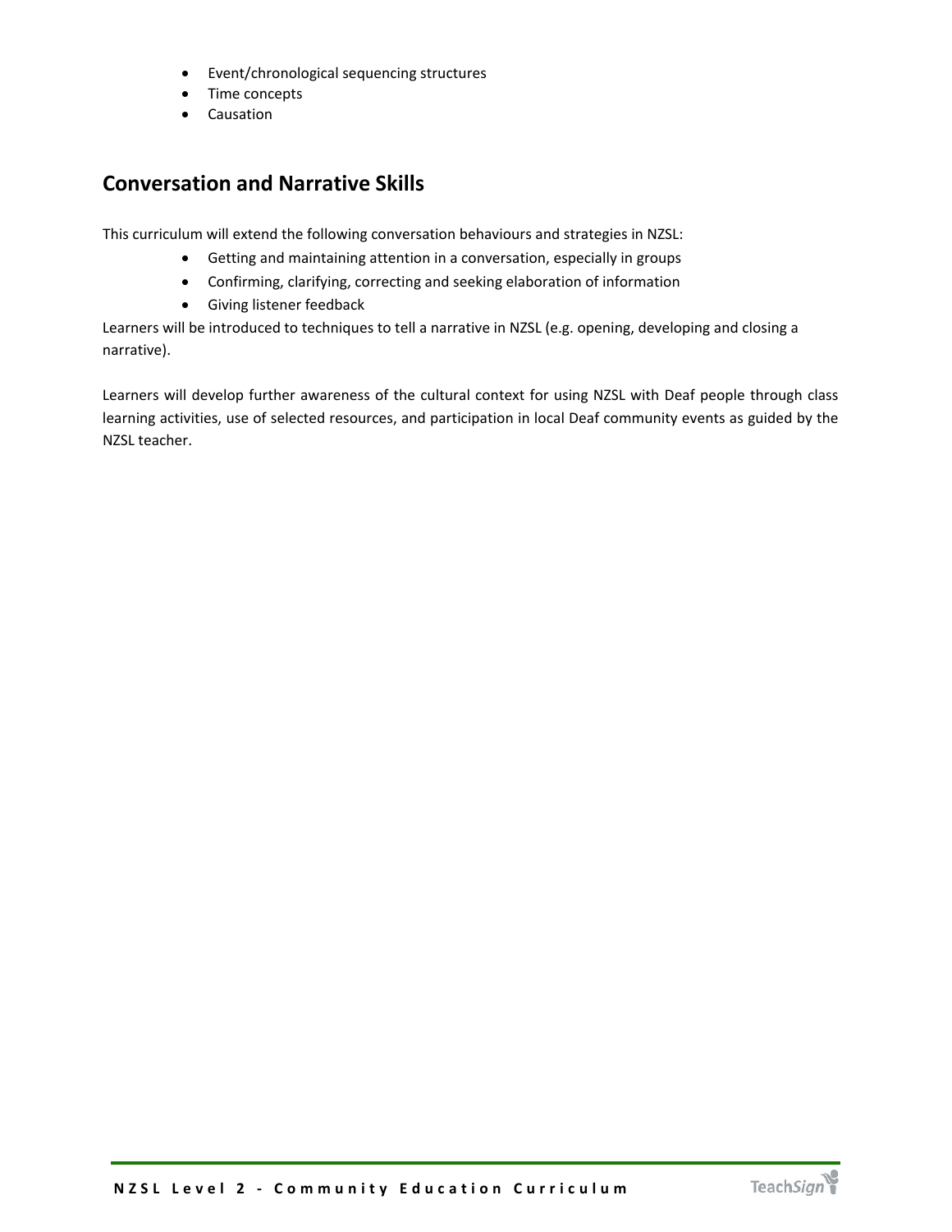- Event/chronological sequencing structures
- Time concepts
- Causation

## Conversation and Narrative Skills

This curriculum will extend the following conversation behaviours and strategies in NZSL:

- Getting and maintaining attention in a conversation, especially in groups
- Confirming, clarifying, correcting and seeking elaboration of information
- Giving listener feedback

Learners will be introduced to techniques to tell a narrative in NZSL (e.g. opening, developing and closing a narrative).

Learners will develop further awareness of the cultural context for using NZSL with Deaf people through class learning activities, use of selected resources, and participation in local Deaf community events as guided by the NZSL teacher.